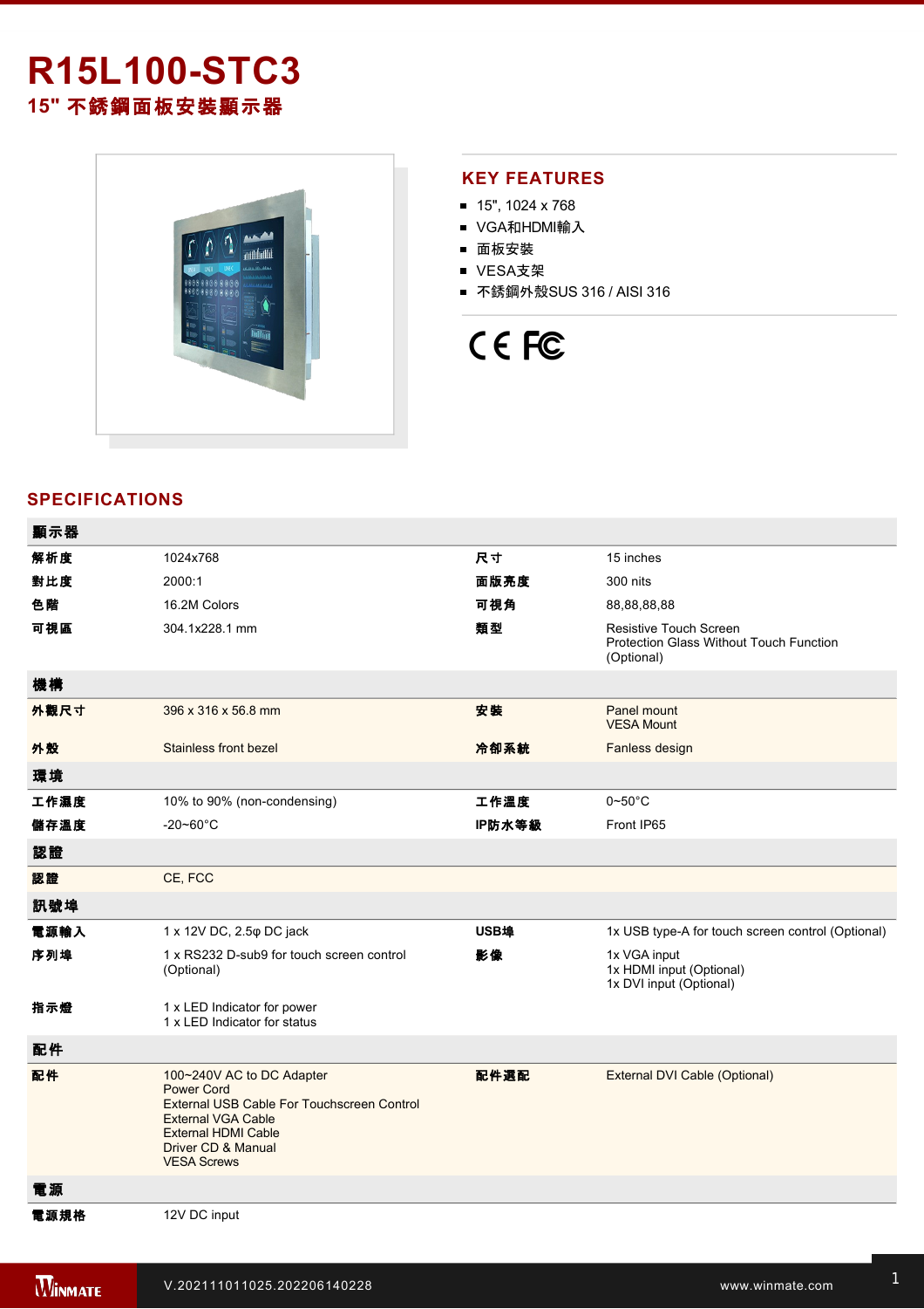# R15L100-STC3

## 15" 不銹鋼面板安裝顯示器

## KEY FEATURES

- 15", 1024 x 768
- VGA和HDMI輸入
- 面板安裝
- VESA支架
- 不銹鋼外殼SUS 316 / AISI 316

## SPECIFICATIONS

| 顯示器 | | | |
|---|---|---|---|
| 解析度 | 1024x768 | 尺寸 | 15 inches |
| 對比度 | 2000:1 | 面版亮度 | 300 nits |
| 色階 | 16.2M Colors | 可視角 | 88,88,88,88 |
| 可視區 | 304.1x228.1 mm | 類型 | Resistive Touch Screen<br>Protection Glass Without Touch Function (Optional) |
| **機構** | | | |
| 外觀尺寸 | 396 x 316 x 56.8 mm | 安裝 | Panel mount<br>VESA Mount |
| 外殼 | Stainless front bezel | 冷卻系統 | Fanless design |
| **環境** | | | |
| 工作濕度 | 10% to 90% (non-condensing) | 工作溫度 | 0~50°C |
| 儲存溫度 | -20~60°C | IP防水等級 | Front IP65 |
| **認證** | | | |
| 認證 | CE, FCC | | |
| **訊號埠** | | | |
| 電源輸入 | 1 x 12V DC, 2.5φ DC jack | USB埠 | 1x USB type-A for touch screen control (Optional) |
| 序列埠 | 1 x RS232 D-sub9 for touch screen control (Optional) | 影像 | 1x VGA input<br>1x HDMI input (Optional)<br>1x DVI input (Optional) |
| 指示燈 | 1 x LED Indicator for power<br>1 x LED Indicator for status | | |
| **配件** | | | |
| 配件 | 100~240V AC to DC Adapter<br>Power Cord<br>External USB Cable For Touchscreen Control<br>External VGA Cable<br>External HDMI Cable<br>Driver CD & Manual<br>VESA Screws | 配件選配 | External DVI Cable (Optional) |
| **電源** | | | |
| 電源規格 | 12V DC input | | |

V.202111011025.202206140228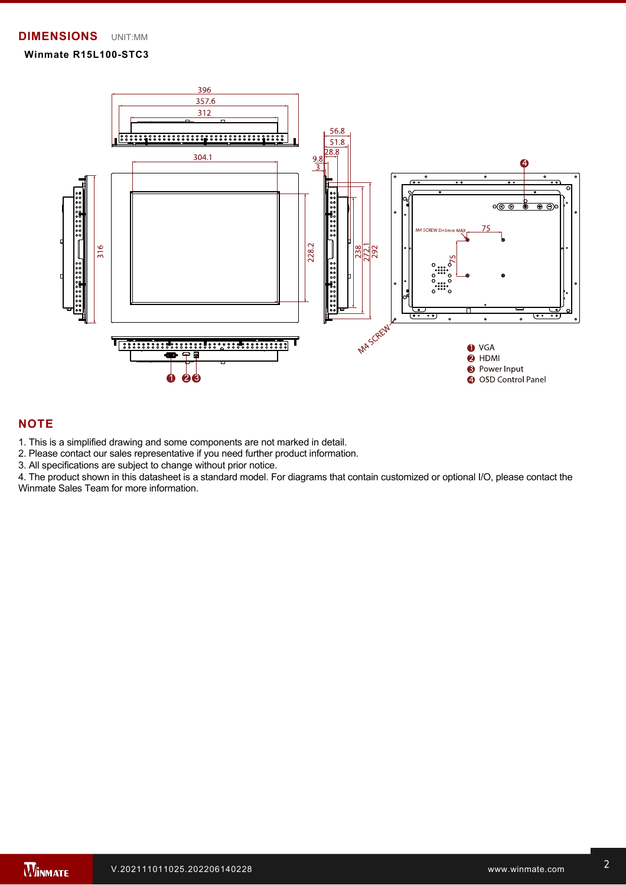## DIMENSIONS UNIT:MM

**Winmate R15L100-STC3**

396
357.6
312
304.1
316
228.2
56.8
51.8
28.8
9.8
3
238
272.1
292
M4 SCREW D=5mm MAX
75
75
M4 SCREW

1 VGA
2 HDMI
3 Power Input
4 OSD Control Panel

## NOTE

1. This is a simplified drawing and some components are not marked in detail.
2. Please contact our sales representative if you need further product information.
3. All specifications are subject to change without prior notice.
4. The product shown in this datasheet is a standard model. For diagrams that contain customized or optional I/O, please contact the Winmate Sales Team for more information.